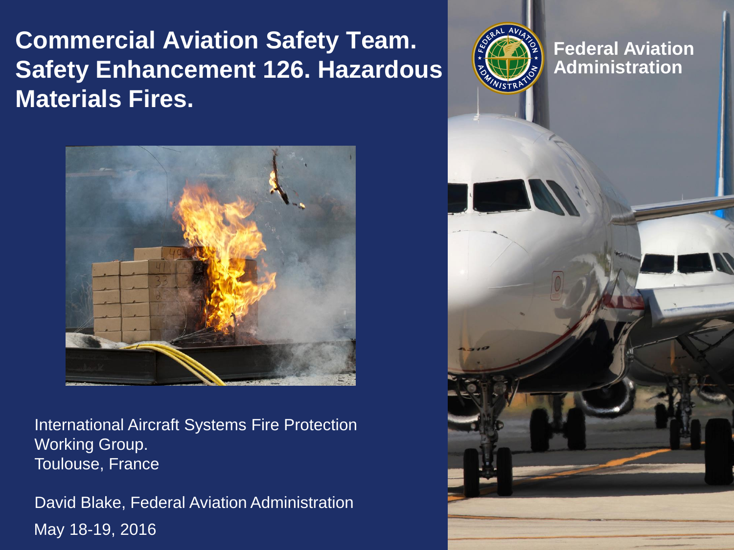# Commercial Aviation Safety Team. Safety Enhancement 126. Hazardous Materials Fires.

Federal Aviation Administration

International Aircraft Systems Fire Protection Working Group.
Toulouse, France

David Blake, Federal Aviation Administration

May 18-19, 2016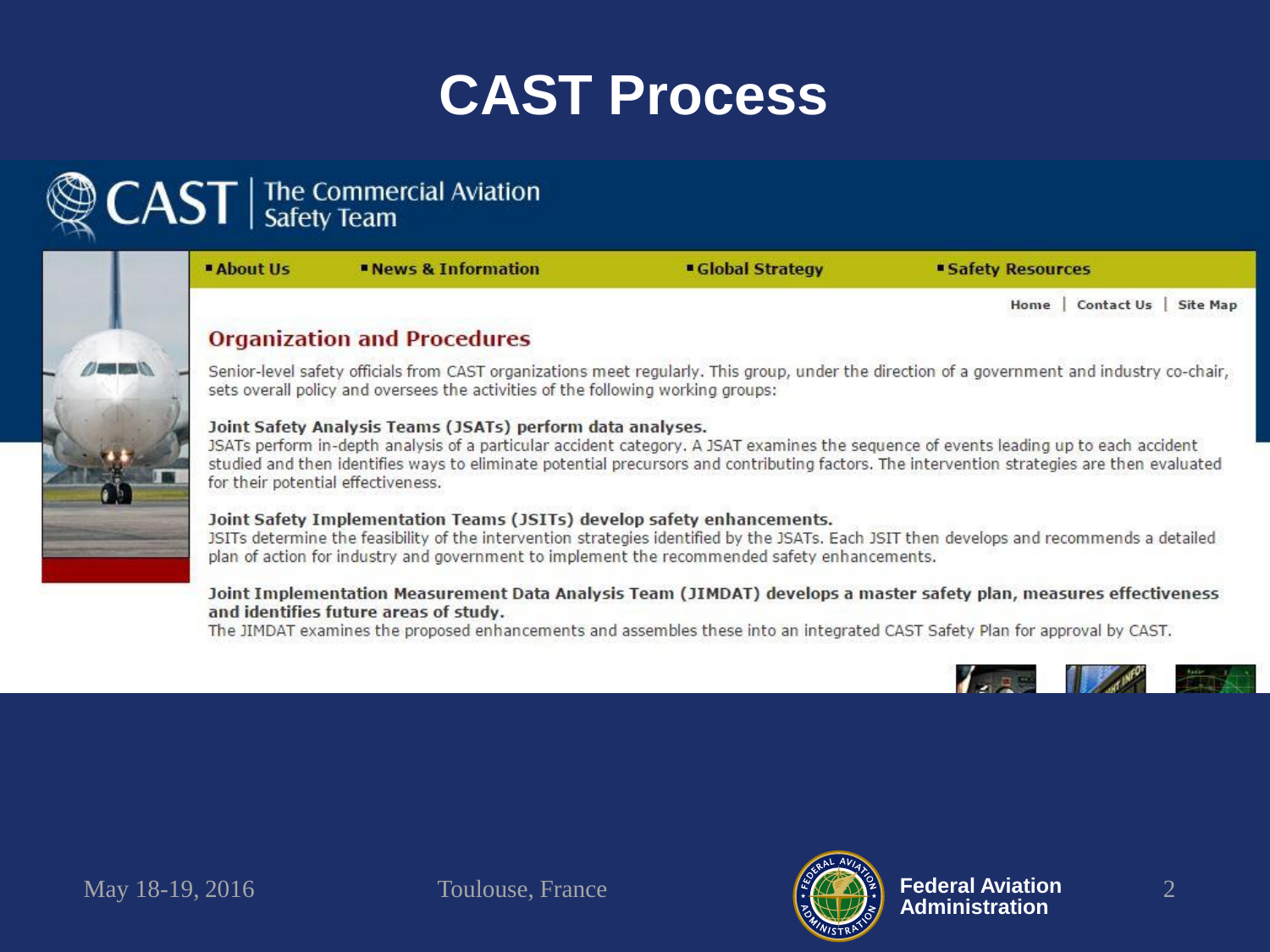# CAST Process

CAST | The Commercial Aviation Safety Team

- About Us
- News & Information
- Global Strategy
- Safety Resources

Home | Contact Us | Site Map

## Organization and Procedures

Senior-level safety officials from CAST organizations meet regularly. This group, under the direction of a government and industry co-chair, sets overall policy and oversees the activities of the following working groups:

**Joint Safety Analysis Teams (JSATs) perform data analyses.**
JSATs perform in-depth analysis of a particular accident category. A JSAT examines the sequence of events leading up to each accident studied and then identifies ways to eliminate potential precursors and contributing factors. The intervention strategies are then evaluated for their potential effectiveness.

**Joint Safety Implementation Teams (JSITs) develop safety enhancements.**
JSITs determine the feasibility of the intervention strategies identified by the JSATs. Each JSIT then develops and recommends a detailed plan of action for industry and government to implement the recommended safety enhancements.

**Joint Implementation Measurement Data Analysis Team (JIMDAT) develops a master safety plan, measures effectiveness and identifies future areas of study.**
The JIMDAT examines the proposed enhancements and assembles these into an integrated CAST Safety Plan for approval by CAST.

May 18-19, 2016 Toulouse, France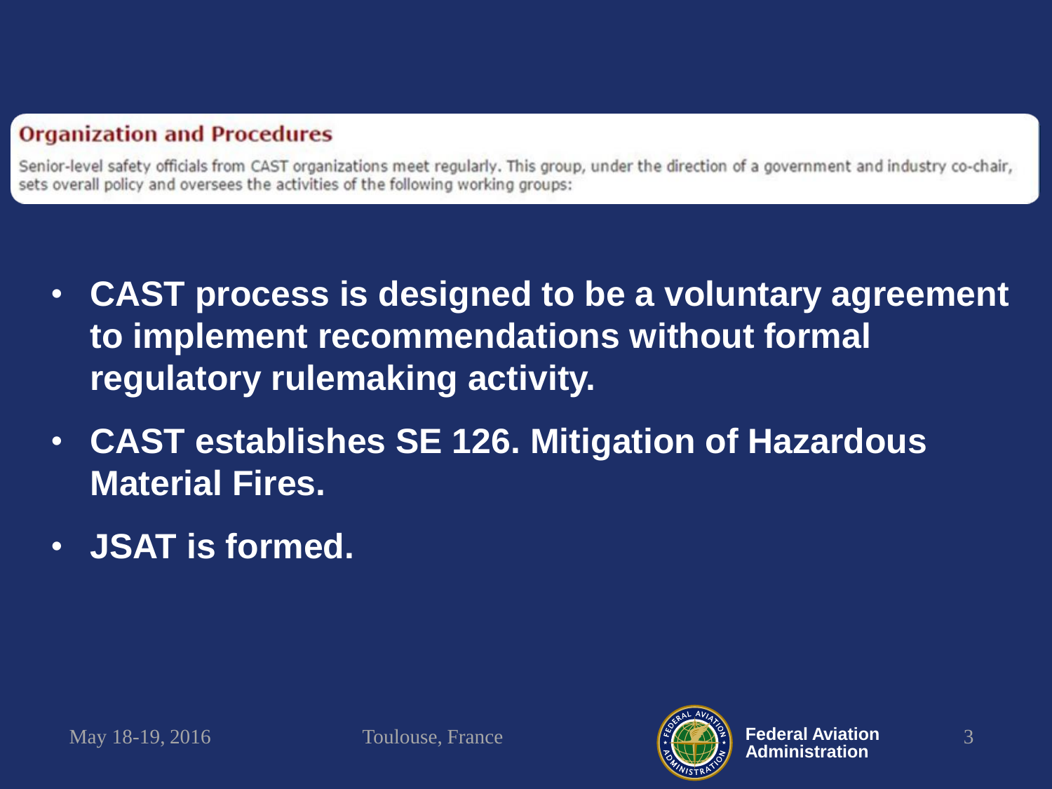### Organization and Procedures

Senior-level safety officials from CAST organizations meet regularly. This group, under the direction of a government and industry co-chair, sets overall policy and oversees the activities of the following working groups:

- **CAST process is designed to be a voluntary agreement to implement recommendations without formal regulatory rulemaking activity.**
- **CAST establishes SE 126. Mitigation of Hazardous Material Fires.**
- **JSAT is formed.**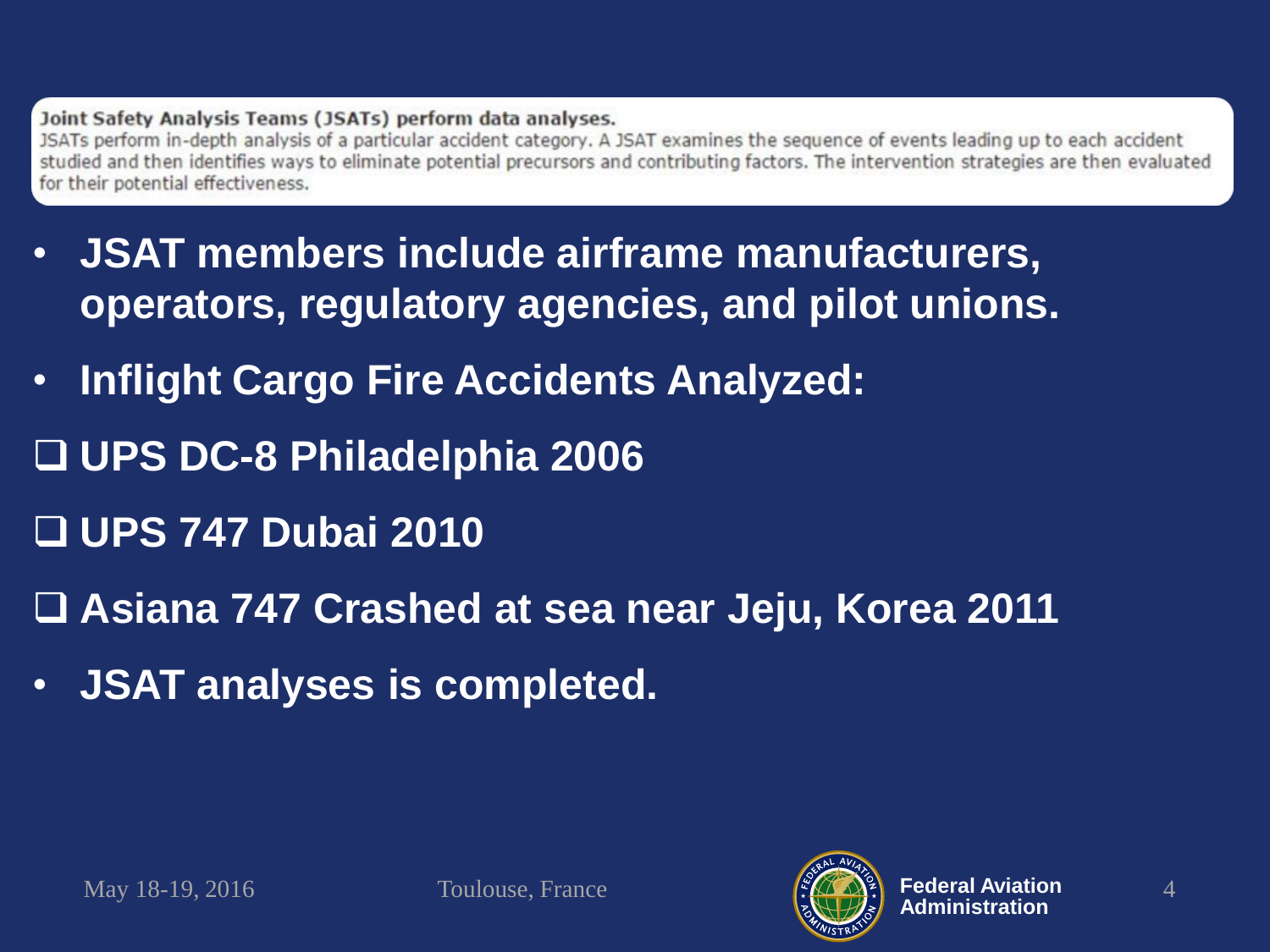**Joint Safety Analysis Teams (JSATs) perform data analyses.**

JSATs perform in-depth analysis of a particular accident category. A JSAT examines the sequence of events leading up to each accident studied and then identifies ways to eliminate potential precursors and contributing factors. The intervention strategies are then evaluated for their potential effectiveness.

- **JSAT members include airframe manufacturers, operators, regulatory agencies, and pilot unions.**
- **Inflight Cargo Fire Accidents Analyzed:**

- [ ] **UPS DC-8 Philadelphia 2006**
- [ ] **UPS 747 Dubai 2010**
- [ ] **Asiana 747 Crashed at sea near Jeju, Korea 2011**

- **JSAT analyses is completed.**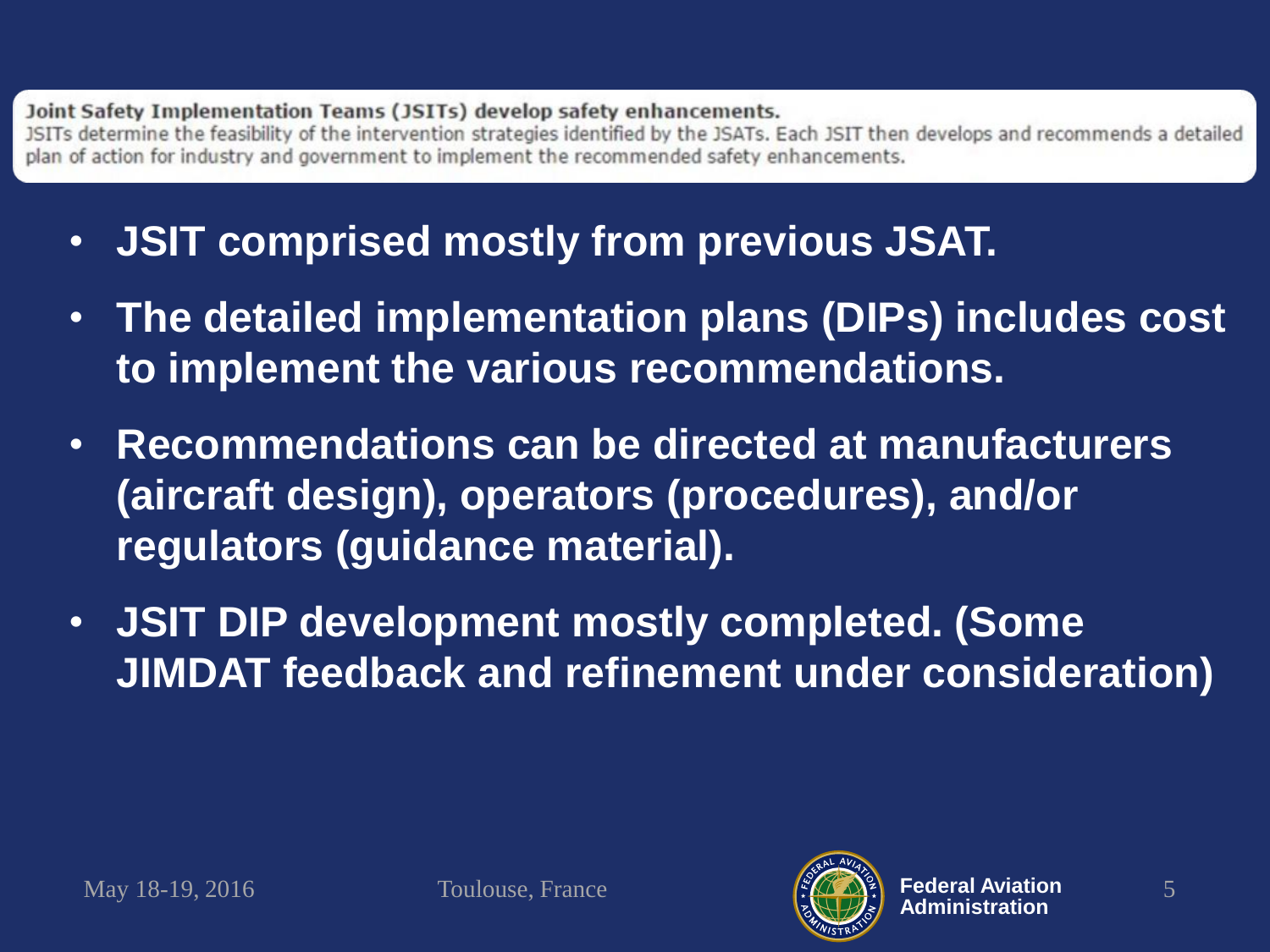**Joint Safety Implementation Teams (JSITs) develop safety enhancements.**

JSITs determine the feasibility of the intervention strategies identified by the JSATs. Each JSIT then develops and recommends a detailed plan of action for industry and government to implement the recommended safety enhancements.

- **JSIT comprised mostly from previous JSAT.**
- **The detailed implementation plans (DIPs) includes cost to implement the various recommendations.**
- **Recommendations can be directed at manufacturers (aircraft design), operators (procedures), and/or regulators (guidance material).**
- **JSIT DIP development mostly completed. (Some JIMDAT feedback and refinement under consideration)**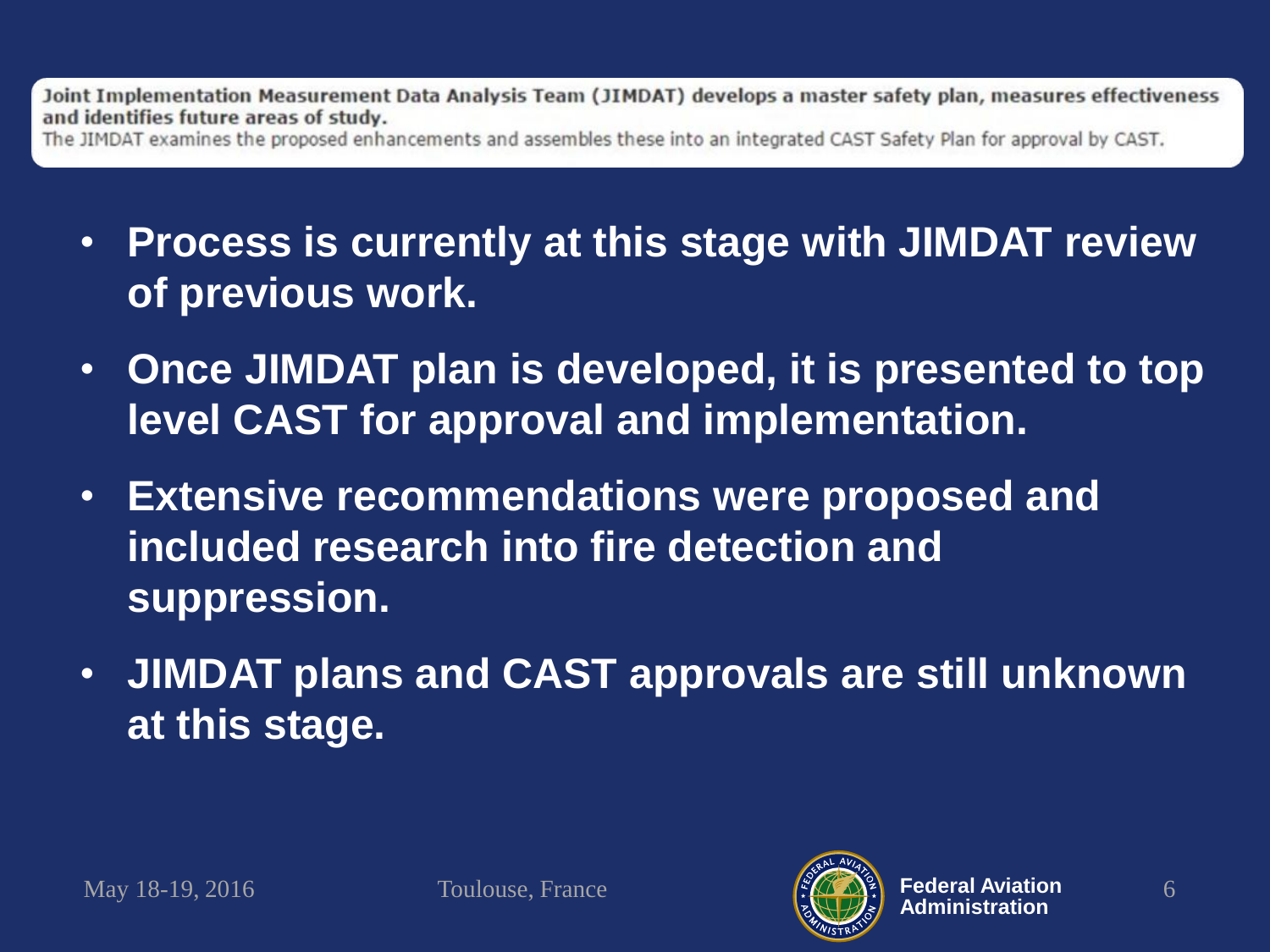**Joint Implementation Measurement Data Analysis Team (JIMDAT) develops a master safety plan, measures effectiveness and identifies future areas of study.**
The JIMDAT examines the proposed enhancements and assembles these into an integrated CAST Safety Plan for approval by CAST.

- **Process is currently at this stage with JIMDAT review of previous work.**
- **Once JIMDAT plan is developed, it is presented to top level CAST for approval and implementation.**
- **Extensive recommendations were proposed and included research into fire detection and suppression.**
- **JIMDAT plans and CAST approvals are still unknown at this stage.**